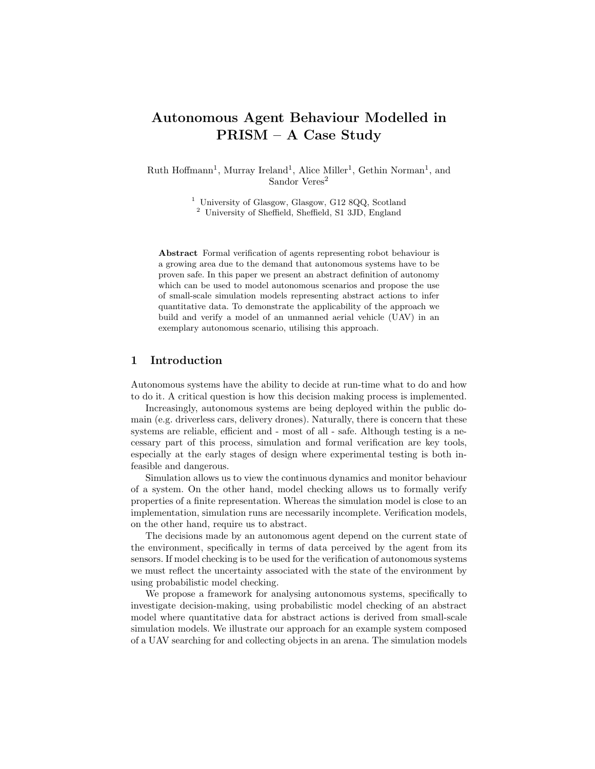# Autonomous Agent Behaviour Modelled in PRISM – A Case Study

Ruth Hoffmann[1], Murray Ireland[1], Alice Miller[1], Gethin Norman[1], and Sandor Veres[2]

[1] University of Glasgow, Glasgow, G12 8QQ, Scotland
[2] University of Sheffield, Sheffield, S1 3JD, England

**Abstract** Formal verification of agents representing robot behaviour is a growing area due to the demand that autonomous systems have to be proven safe. In this paper we present an abstract definition of autonomy which can be used to model autonomous scenarios and propose the use of small-scale simulation models representing abstract actions to infer quantitative data. To demonstrate the applicability of the approach we build and verify a model of an unmanned aerial vehicle (UAV) in an exemplary autonomous scenario, utilising this approach.

## 1 Introduction

Autonomous systems have the ability to decide at run-time what to do and how to do it. A critical question is how this decision making process is implemented.

Increasingly, autonomous systems are being deployed within the public domain (e.g. driverless cars, delivery drones). Naturally, there is concern that these systems are reliable, efficient and - most of all - safe. Although testing is a necessary part of this process, simulation and formal verification are key tools, especially at the early stages of design where experimental testing is both infeasible and dangerous.

Simulation allows us to view the continuous dynamics and monitor behaviour of a system. On the other hand, model checking allows us to formally verify properties of a finite representation. Whereas the simulation model is close to an implementation, simulation runs are necessarily incomplete. Verification models, on the other hand, require us to abstract.

The decisions made by an autonomous agent depend on the current state of the environment, specifically in terms of data perceived by the agent from its sensors. If model checking is to be used for the verification of autonomous systems we must reflect the uncertainty associated with the state of the environment by using probabilistic model checking.

We propose a framework for analysing autonomous systems, specifically to investigate decision-making, using probabilistic model checking of an abstract model where quantitative data for abstract actions is derived from small-scale simulation models. We illustrate our approach for an example system composed of a UAV searching for and collecting objects in an arena. The simulation models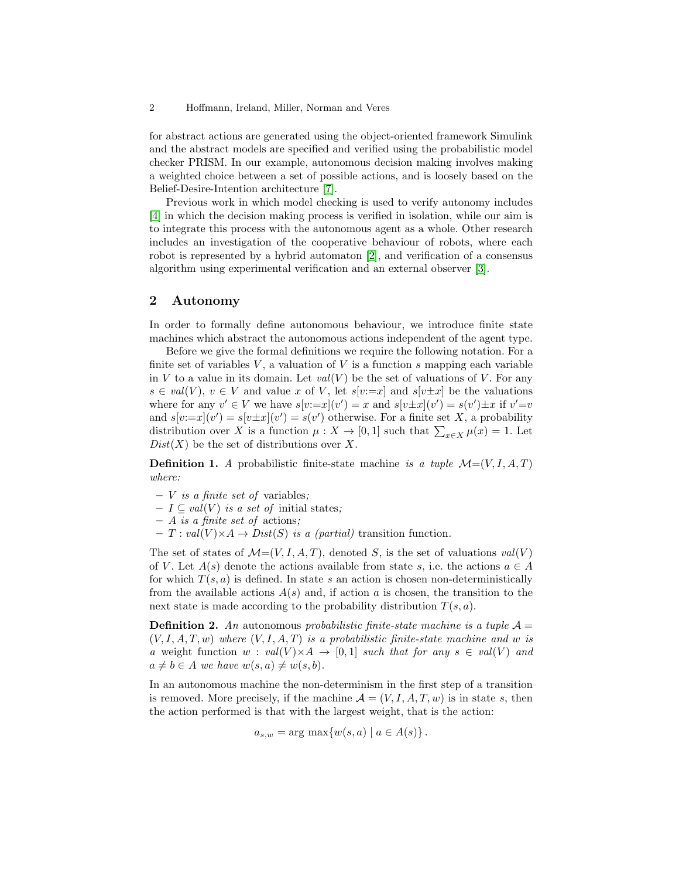for abstract actions are generated using the object-oriented framework Simulink and the abstract models are specified and verified using the probabilistic model checker PRISM. In our example, autonomous decision making involves making a weighted choice between a set of possible actions, and is loosely based on the Belief-Desire-Intention architecture [7].

Previous work in which model checking is used to verify autonomy includes [4] in which the decision making process is verified in isolation, while our aim is to integrate this process with the autonomous agent as a whole. Other research includes an investigation of the cooperative behaviour of robots, where each robot is represented by a hybrid automaton [2], and verification of a consensus algorithm using experimental verification and an external observer [3].

## 2 Autonomy

In order to formally define autonomous behaviour, we introduce finite state machines which abstract the autonomous actions independent of the agent type.

Before we give the formal definitions we require the following notation. For a finite set of variables $V$, a valuation of $V$ is a function $s$ mapping each variable in $V$ to a value in its domain. Let $val(V)$ be the set of valuations of $V$. For any $s \in val(V)$, $v \in V$ and value $x$ of $V$, let $s[v{:=}x]$ and $s[v{\pm}x]$ be the valuations where for any $v' \in V$ we have $s[v{:=}x](v') = x$ and $s[v{\pm}x](v') = s(v'){\pm}x$ if $v'{=}v$ and $s[v{:=}x](v') = s[v{\pm}x](v') = s(v')$ otherwise. For a finite set $X$, a probability distribution over $X$ is a function $\mu : X \to [0, 1]$ such that $\sum_{x \in X} \mu(x) = 1$. Let $Dist(X)$ be the set of distributions over $X$.

**Definition 1.** *A* probabilistic finite-state machine *is a tuple* $\mathcal{M}{=}(V, I, A, T)$ *where:*

- $V$ *is a finite set of* variables*;*
- $I \subseteq val(V)$ *is a set of* initial states*;*
- $A$ *is a finite set of* actions*;*
- $T : val(V){\times}A \to Dist(S)$ *is a (partial)* transition function.

The set of states of $\mathcal{M}{=}(V, I, A, T)$, denoted $S$, is the set of valuations $val(V)$ of $V$. Let $A(s)$ denote the actions available from state $s$, i.e. the actions $a \in A$ for which $T(s, a)$ is defined. In state $s$ an action is chosen non-deterministically from the available actions $A(s)$ and, if action $a$ is chosen, the transition to the next state is made according to the probability distribution $T(s, a)$.

**Definition 2.** *An* autonomous *probabilistic finite-state machine is a tuple* $\mathcal{A} = (V, I, A, T, w)$ *where* $(V, I, A, T)$ *is a probabilistic finite-state machine and* $w$ *is a* weight *function* $w : val(V){\times}A \to [0, 1]$ *such that for any* $s \in val(V)$ *and* $a \neq b \in A$ *we have* $w(s, a) \neq w(s, b)$.

In an autonomous machine the non-determinism in the first step of a transition is removed. More precisely, if the machine $\mathcal{A} = (V, I, A, T, w)$ is in state $s$, then the action performed is that with the largest weight, that is the action:

$$a_{s,w} = \arg\max\{w(s, a) \mid a \in A(s)\}\,.$$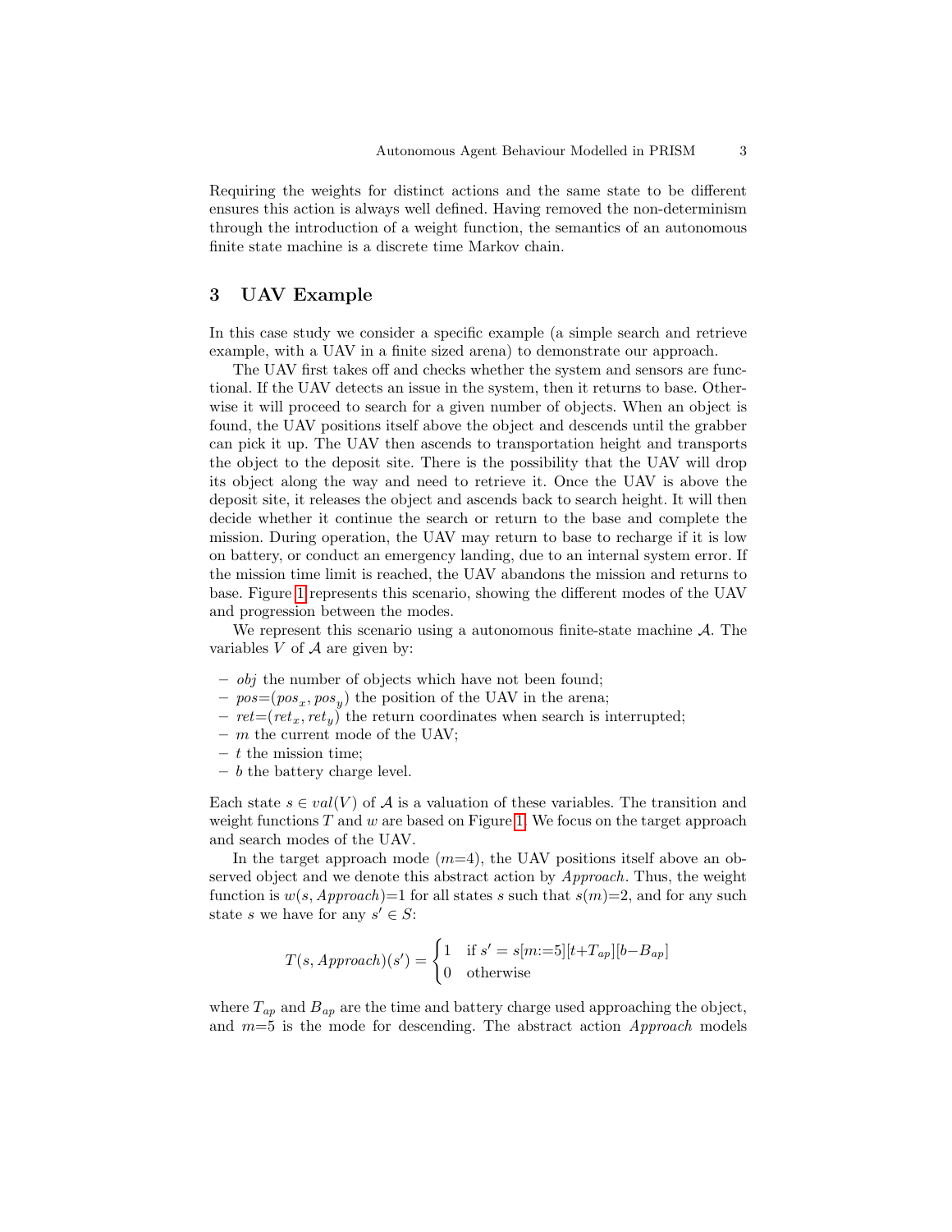Requiring the weights for distinct actions and the same state to be different ensures this action is always well defined. Having removed the non-determinism through the introduction of a weight function, the semantics of an autonomous finite state machine is a discrete time Markov chain.

## 3 UAV Example

In this case study we consider a specific example (a simple search and retrieve example, with a UAV in a finite sized arena) to demonstrate our approach.

The UAV first takes off and checks whether the system and sensors are functional. If the UAV detects an issue in the system, then it returns to base. Otherwise it will proceed to search for a given number of objects. When an object is found, the UAV positions itself above the object and descends until the grabber can pick it up. The UAV then ascends to transportation height and transports the object to the deposit site. There is the possibility that the UAV will drop its object along the way and need to retrieve it. Once the UAV is above the deposit site, it releases the object and ascends back to search height. It will then decide whether it continue the search or return to the base and complete the mission. During operation, the UAV may return to base to recharge if it is low on battery, or conduct an emergency landing, due to an internal system error. If the mission time limit is reached, the UAV abandons the mission and returns to base. Figure 1 represents this scenario, showing the different modes of the UAV and progression between the modes.

We represent this scenario using a autonomous finite-state machine $\mathcal{A}$. The variables $V$ of $\mathcal{A}$ are given by:

- $obj$ the number of objects which have not been found;
- $pos{=}(pos_x, pos_y)$ the position of the UAV in the arena;
- $ret{=}(ret_x, ret_y)$ the return coordinates when search is interrupted;
- $m$ the current mode of the UAV;
- $t$ the mission time;
- $b$ the battery charge level.

Each state $s \in val(V)$ of $\mathcal{A}$ is a valuation of these variables. The transition and weight functions $T$ and $w$ are based on Figure 1. We focus on the target approach and search modes of the UAV.

In the target approach mode ($m{=}4$), the UAV positions itself above an observed object and we denote this abstract action by *Approach*. Thus, the weight function is $w(s, \mathit{Approach}){=}1$ for all states $s$ such that $s(m){=}2$, and for any such state $s$ we have for any $s' \in S$:

$$T(s, \mathit{Approach})(s') = \begin{cases} 1 & \text{if } s' = s[m{:=}5][t{+}T_{ap}][b{-}B_{ap}] \\ 0 & \text{otherwise} \end{cases}$$

where $T_{ap}$ and $B_{ap}$ are the time and battery charge used approaching the object, and $m{=}5$ is the mode for descending. The abstract action *Approach* models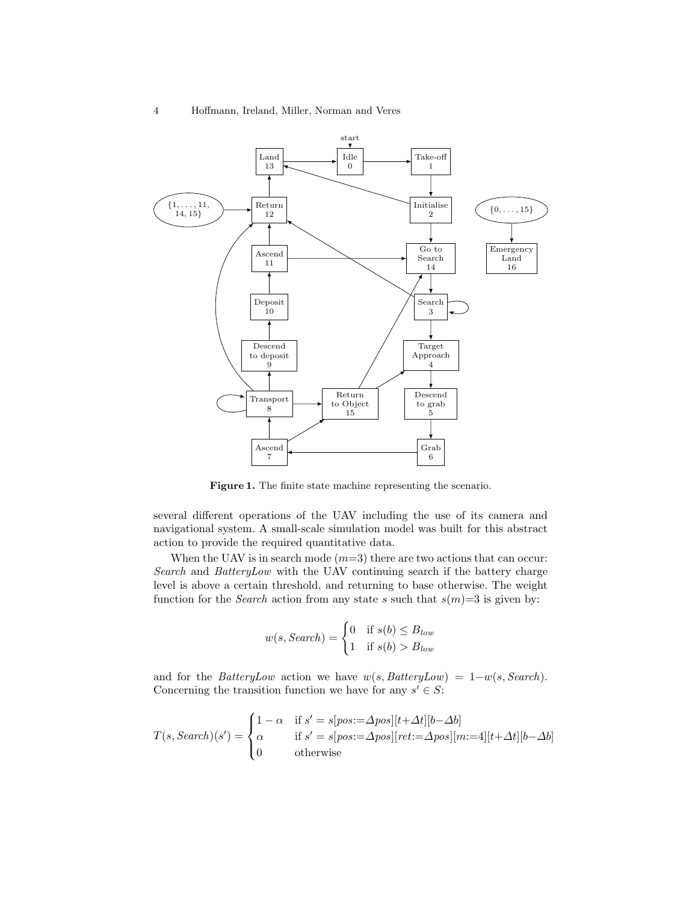**Figure 1.** The finite state machine representing the scenario.

several different operations of the UAV including the use of its camera and navigational system. A small-scale simulation model was built for this abstract action to provide the required quantitative data.

When the UAV is in search mode ($m$=3) there are two actions that can occur: *Search* and *BatteryLow* with the UAV continuing search if the battery charge level is above a certain threshold, and returning to base otherwise. The weight function for the *Search* action from any state $s$ such that $s(m)$=3 is given by:

$$w(s, \mathit{Search}) = \begin{cases} 0 & \text{if } s(b) \leq B_{low} \\ 1 & \text{if } s(b) > B_{low} \end{cases}$$

and for the *BatteryLow* action we have $w(s, \mathit{BatteryLow}) = 1 - w(s, \mathit{Search})$. Concerning the transition function we have for any $s' \in S$:

$$T(s, \mathit{Search})(s') = \begin{cases} 1-\alpha & \text{if } s' = s[pos{:=}\Delta pos][t{+}\Delta t][b{-}\Delta b] \\ \alpha & \text{if } s' = s[pos{:=}\Delta pos][ret{:=}\Delta pos][m{:=}4][t{+}\Delta t][b{-}\Delta b] \\ 0 & \text{otherwise} \end{cases}$$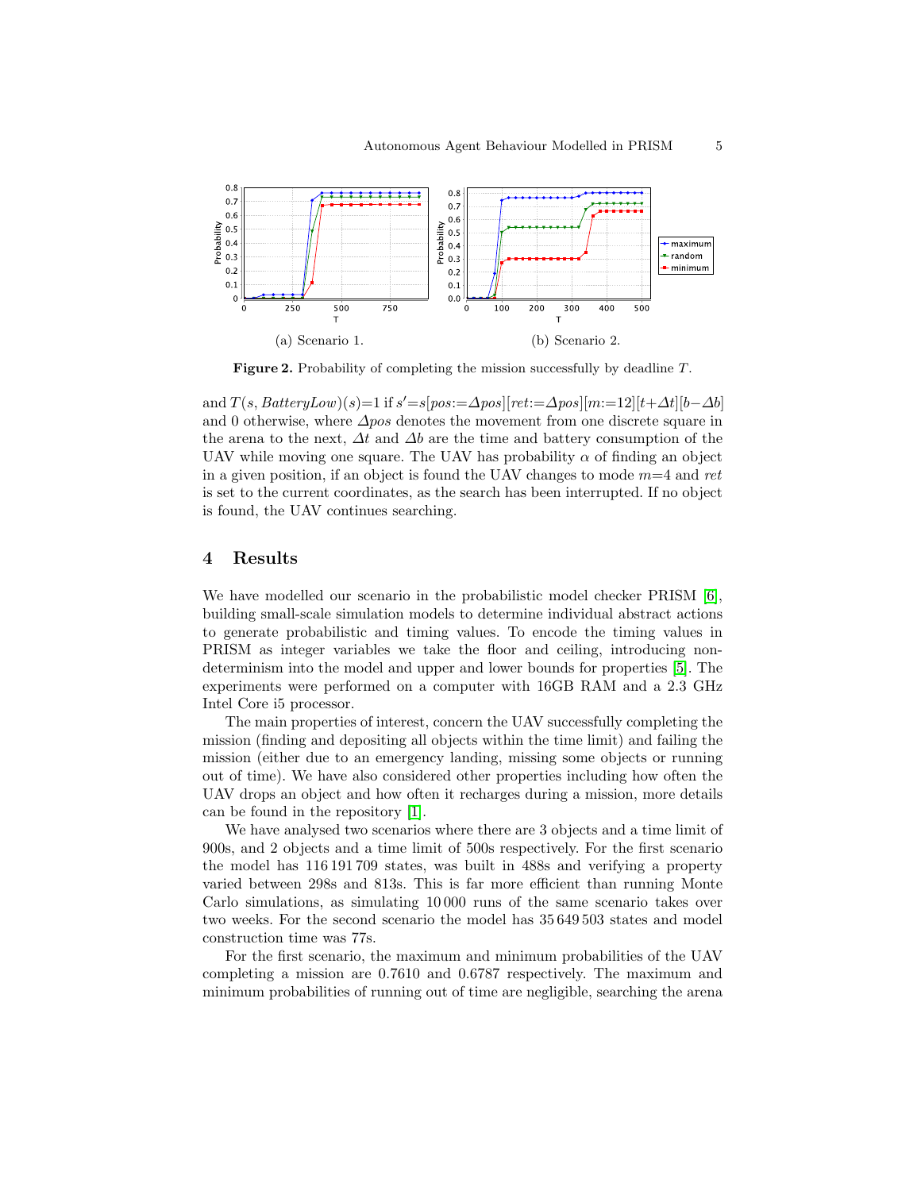(a) Scenario 1.

(b) Scenario 2.

**Figure 2.** Probability of completing the mission successfully by deadline $T$.

and $T(s, \mathit{BatteryLow})(s)=1$ if $s'=s[pos:=\Delta pos][ret:=\Delta pos][m:=12][t+\Delta t][b-\Delta b]$ and 0 otherwise, where $\Delta pos$ denotes the movement from one discrete square in the arena to the next, $\Delta t$ and $\Delta b$ are the time and battery consumption of the UAV while moving one square. The UAV has probability $\alpha$ of finding an object in a given position, if an object is found the UAV changes to mode $m=4$ and *ret* is set to the current coordinates, as the search has been interrupted. If no object is found, the UAV continues searching.

## 4 Results

We have modelled our scenario in the probabilistic model checker PRISM [6], building small-scale simulation models to determine individual abstract actions to generate probabilistic and timing values. To encode the timing values in PRISM as integer variables we take the floor and ceiling, introducing non-determinism into the model and upper and lower bounds for properties [5]. The experiments were performed on a computer with 16GB RAM and a 2.3 GHz Intel Core i5 processor.

The main properties of interest, concern the UAV successfully completing the mission (finding and depositing all objects within the time limit) and failing the mission (either due to an emergency landing, missing some objects or running out of time). We have also considered other properties including how often the UAV drops an object and how often it recharges during a mission, more details can be found in the repository [1].

We have analysed two scenarios where there are 3 objects and a time limit of 900s, and 2 objects and a time limit of 500s respectively. For the first scenario the model has 116 191 709 states, was built in 488s and verifying a property varied between 298s and 813s. This is far more efficient than running Monte Carlo simulations, as simulating 10 000 runs of the same scenario takes over two weeks. For the second scenario the model has 35 649 503 states and model construction time was 77s.

For the first scenario, the maximum and minimum probabilities of the UAV completing a mission are 0.7610 and 0.6787 respectively. The maximum and minimum probabilities of running out of time are negligible, searching the arena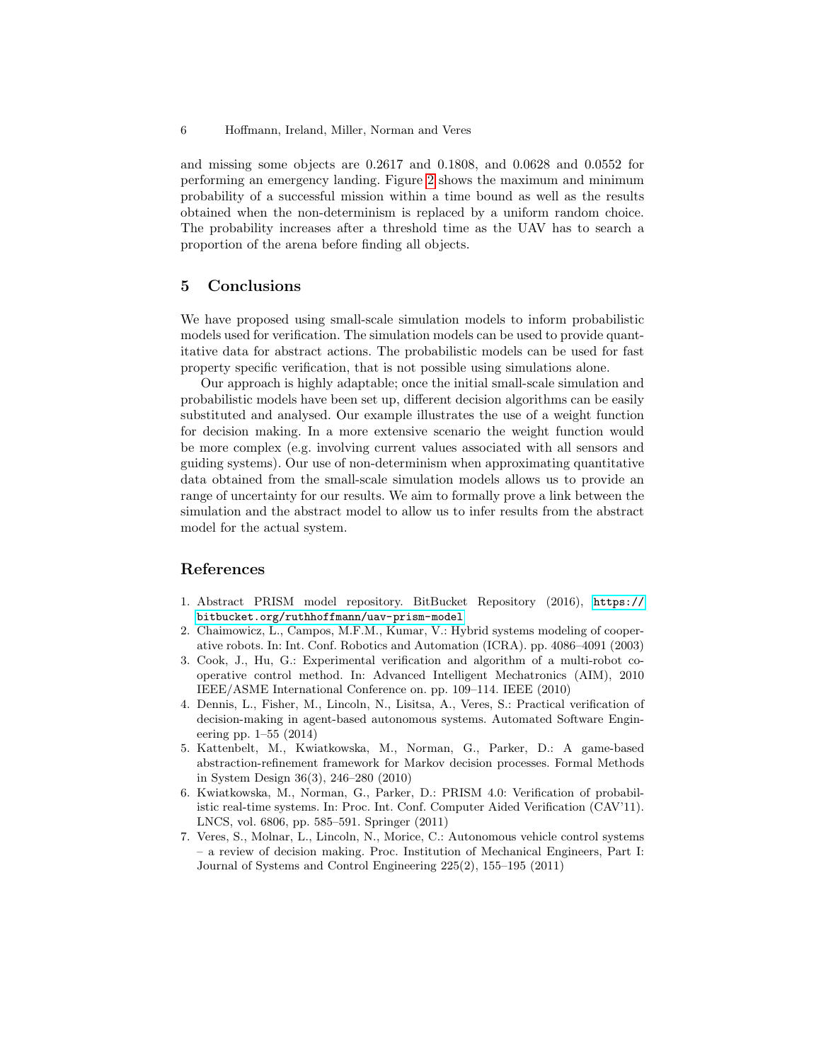and missing some objects are 0.2617 and 0.1808, and 0.0628 and 0.0552 for performing an emergency landing. Figure 2 shows the maximum and minimum probability of a successful mission within a time bound as well as the results obtained when the non-determinism is replaced by a uniform random choice. The probability increases after a threshold time as the UAV has to search a proportion of the arena before finding all objects.

## 5 Conclusions

We have proposed using small-scale simulation models to inform probabilistic models used for verification. The simulation models can be used to provide quantitative data for abstract actions. The probabilistic models can be used for fast property specific verification, that is not possible using simulations alone.

Our approach is highly adaptable; once the initial small-scale simulation and probabilistic models have been set up, different decision algorithms can be easily substituted and analysed. Our example illustrates the use of a weight function for decision making. In a more extensive scenario the weight function would be more complex (e.g. involving current values associated with all sensors and guiding systems). Our use of non-determinism when approximating quantitative data obtained from the small-scale simulation models allows us to provide an range of uncertainty for our results. We aim to formally prove a link between the simulation and the abstract model to allow us to infer results from the abstract model for the actual system.

## References

1. Abstract PRISM model repository. BitBucket Repository (2016), https://bitbucket.org/ruthhoffmann/uav-prism-model
2. Chaimowicz, L., Campos, M.F.M., Kumar, V.: Hybrid systems modeling of cooperative robots. In: Int. Conf. Robotics and Automation (ICRA). pp. 4086–4091 (2003)
3. Cook, J., Hu, G.: Experimental verification and algorithm of a multi-robot cooperative control method. In: Advanced Intelligent Mechatronics (AIM), 2010 IEEE/ASME International Conference on. pp. 109–114. IEEE (2010)
4. Dennis, L., Fisher, M., Lincoln, N., Lisitsa, A., Veres, S.: Practical verification of decision-making in agent-based autonomous systems. Automated Software Engineering pp. 1–55 (2014)
5. Kattenbelt, M., Kwiatkowska, M., Norman, G., Parker, D.: A game-based abstraction-refinement framework for Markov decision processes. Formal Methods in System Design 36(3), 246–280 (2010)
6. Kwiatkowska, M., Norman, G., Parker, D.: PRISM 4.0: Verification of probabilistic real-time systems. In: Proc. Int. Conf. Computer Aided Verification (CAV'11). LNCS, vol. 6806, pp. 585–591. Springer (2011)
7. Veres, S., Molnar, L., Lincoln, N., Morice, C.: Autonomous vehicle control systems – a review of decision making. Proc. Institution of Mechanical Engineers, Part I: Journal of Systems and Control Engineering 225(2), 155–195 (2011)